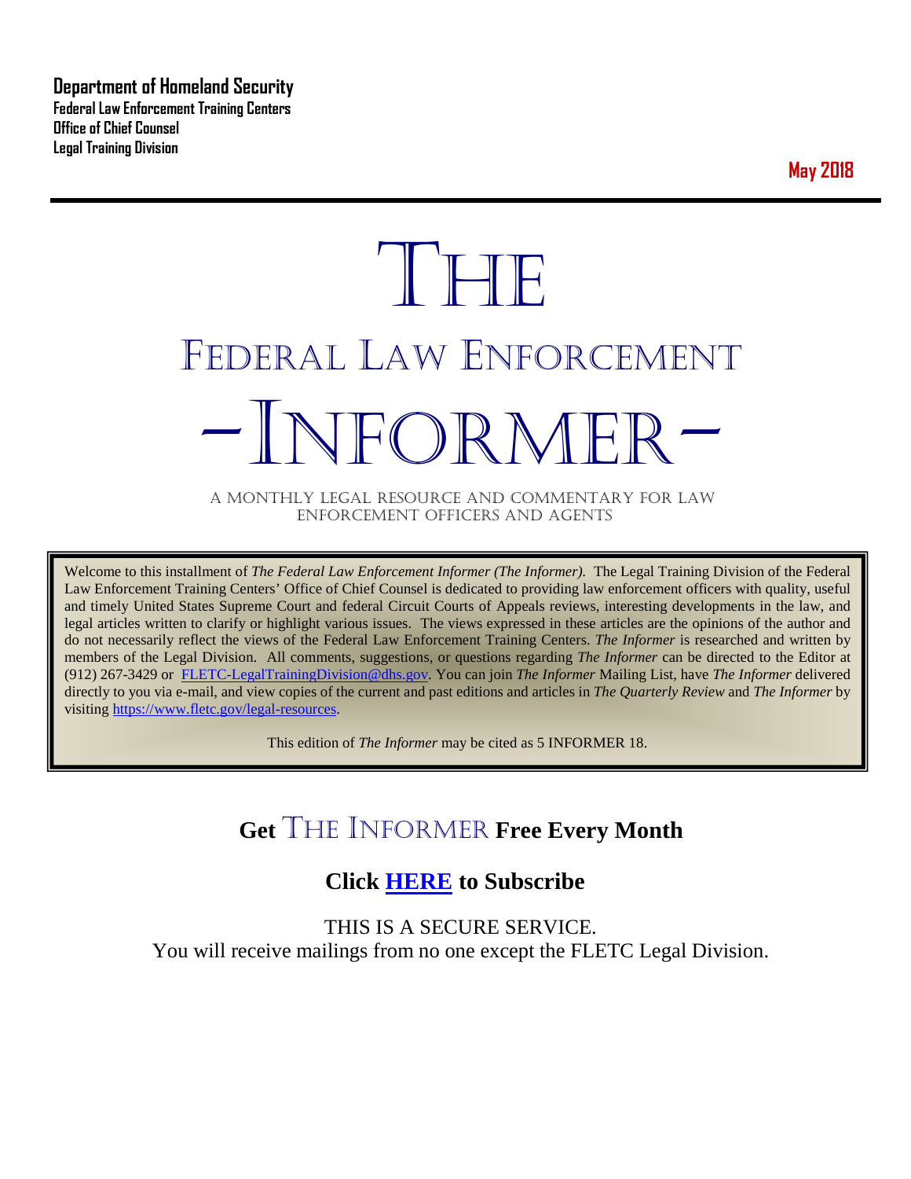**Department of Homeland Security**
**Federal Law Enforcement Training Centers**
**Office of Chief Counsel**
**Legal Training Division**

**May 2018**

# THE
# FEDERAL LAW ENFORCEMENT
# -INFORMER-

A MONTHLY LEGAL RESOURCE AND COMMENTARY FOR LAW ENFORCEMENT OFFICERS AND AGENTS

Welcome to this installment of *The Federal Law Enforcement Informer (The Informer).* The Legal Training Division of the Federal Law Enforcement Training Centers' Office of Chief Counsel is dedicated to providing law enforcement officers with quality, useful and timely United States Supreme Court and federal Circuit Courts of Appeals reviews, interesting developments in the law, and legal articles written to clarify or highlight various issues. The views expressed in these articles are the opinions of the author and do not necessarily reflect the views of the Federal Law Enforcement Training Centers. *The Informer* is researched and written by members of the Legal Division. All comments, suggestions, or questions regarding *The Informer* can be directed to the Editor at (912) 267-3429 or FLETC-LegalTrainingDivision@dhs.gov. You can join *The Informer* Mailing List, have *The Informer* delivered directly to you via e-mail, and view copies of the current and past editions and articles in *The Quarterly Review* and *The Informer* by visiting https://www.fletc.gov/legal-resources.

This edition of *The Informer* may be cited as 5 INFORMER 18.

## Get THE INFORMER Free Every Month

## Click HERE to Subscribe

THIS IS A SECURE SERVICE.
You will receive mailings from no one except the FLETC Legal Division.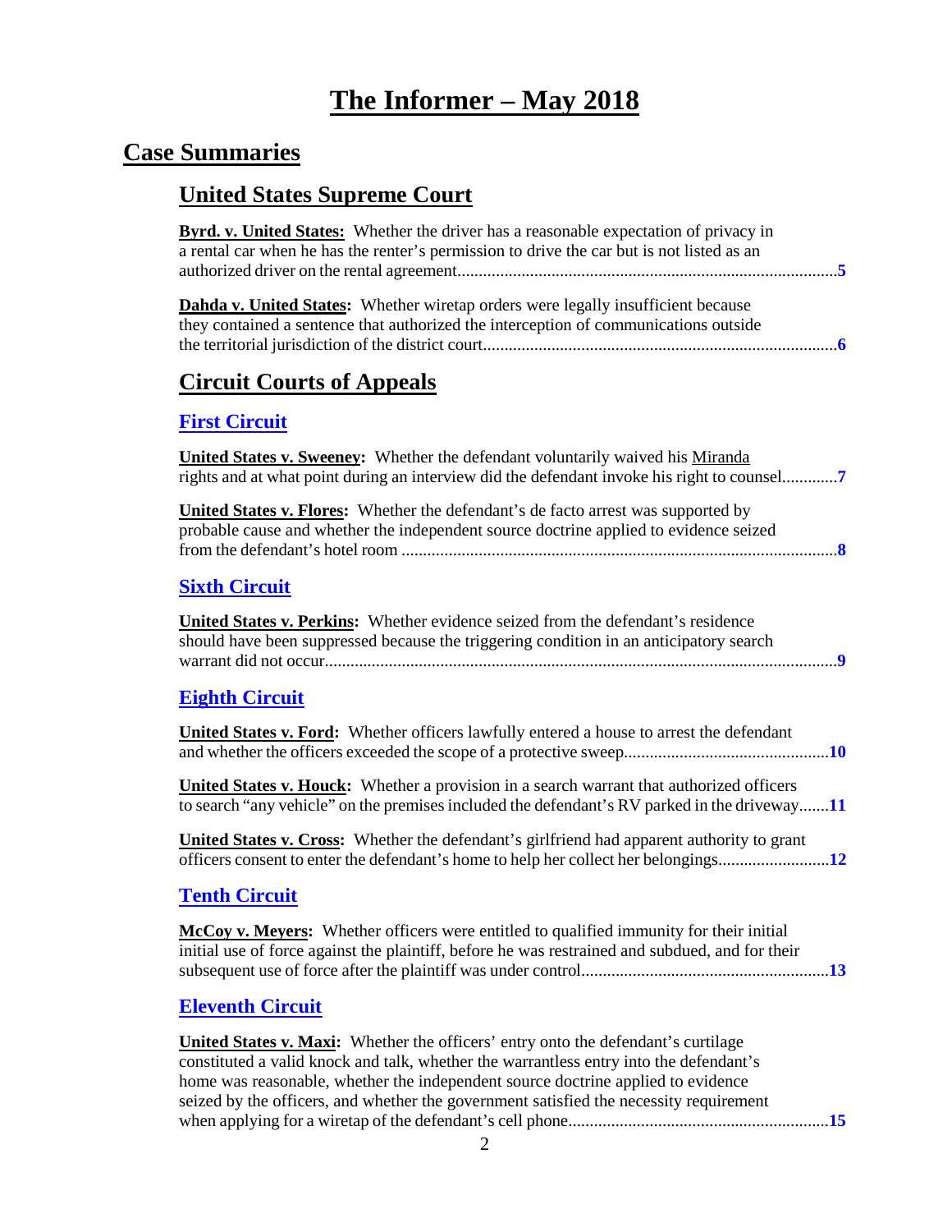// The Informer – May 2018

## Case Summaries

### United States Supreme Court

**Byrd. v. United States:** Whether the driver has a reasonable expectation of privacy in a rental car when he has the renter's permission to drive the car but is not listed as an authorized driver on the rental agreement....5

**Dahda v. United States:** Whether wiretap orders were legally insufficient because they contained a sentence that authorized the interception of communications outside the territorial jurisdiction of the district court....6

### Circuit Courts of Appeals

#### First Circuit

**United States v. Sweeney:** Whether the defendant voluntarily waived his Miranda rights and at what point during an interview did the defendant invoke his right to counsel....7

**United States v. Flores:** Whether the defendant's de facto arrest was supported by probable cause and whether the independent source doctrine applied to evidence seized from the defendant's hotel room....8

#### Sixth Circuit

**United States v. Perkins:** Whether evidence seized from the defendant's residence should have been suppressed because the triggering condition in an anticipatory search warrant did not occur....9

#### Eighth Circuit

**United States v. Ford:** Whether officers lawfully entered a house to arrest the defendant and whether the officers exceeded the scope of a protective sweep....10

**United States v. Houck:** Whether a provision in a search warrant that authorized officers to search "any vehicle" on the premises included the defendant's RV parked in the driveway....11

**United States v. Cross:** Whether the defendant's girlfriend had apparent authority to grant officers consent to enter the defendant's home to help her collect her belongings....12

#### Tenth Circuit

**McCoy v. Meyers:** Whether officers were entitled to qualified immunity for their initial initial use of force against the plaintiff, before he was restrained and subdued, and for their subsequent use of force after the plaintiff was under control....13

#### Eleventh Circuit

**United States v. Maxi:** Whether the officers' entry onto the defendant's curtilage constituted a valid knock and talk, whether the warrantless entry into the defendant's home was reasonable, whether the independent source doctrine applied to evidence seized by the officers, and whether the government satisfied the necessity requirement when applying for a wiretap of the defendant's cell phone....15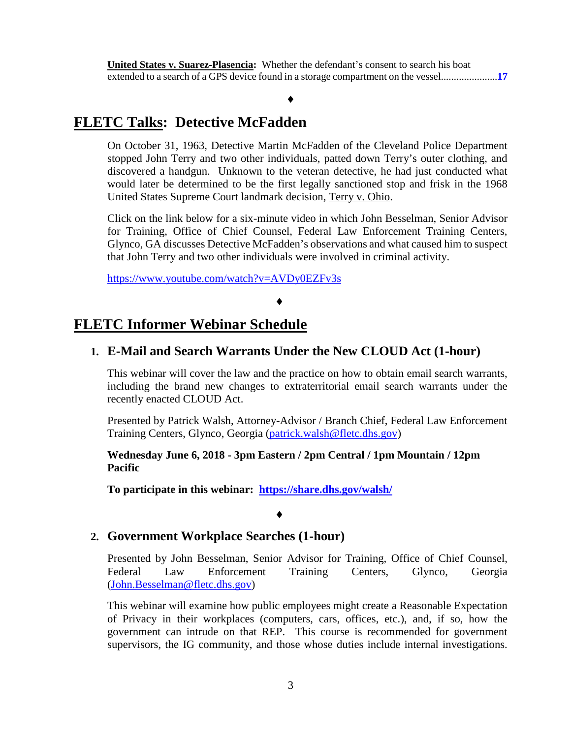**United States v. Suarez-Plasencia:** Whether the defendant's consent to search his boat extended to a search of a GPS device found in a storage compartment on the vessel......................**17**

♦

# FLETC Talks: Detective McFadden

On October 31, 1963, Detective Martin McFadden of the Cleveland Police Department stopped John Terry and two other individuals, patted down Terry's outer clothing, and discovered a handgun. Unknown to the veteran detective, he had just conducted what would later be determined to be the first legally sanctioned stop and frisk in the 1968 United States Supreme Court landmark decision, Terry v. Ohio.

Click on the link below for a six-minute video in which John Besselman, Senior Advisor for Training, Office of Chief Counsel, Federal Law Enforcement Training Centers, Glynco, GA discusses Detective McFadden's observations and what caused him to suspect that John Terry and two other individuals were involved in criminal activity.

https://www.youtube.com/watch?v=AVDy0EZFv3s

♦

# FLETC Informer Webinar Schedule

## 1. E-Mail and Search Warrants Under the New CLOUD Act (1-hour)

This webinar will cover the law and the practice on how to obtain email search warrants, including the brand new changes to extraterritorial email search warrants under the recently enacted CLOUD Act.

Presented by Patrick Walsh, Attorney-Advisor / Branch Chief, Federal Law Enforcement Training Centers, Glynco, Georgia (patrick.walsh@fletc.dhs.gov)

**Wednesday June 6, 2018 - 3pm Eastern / 2pm Central / 1pm Mountain / 12pm Pacific**

**To participate in this webinar: https://share.dhs.gov/walsh/**

♦

## 2. Government Workplace Searches (1-hour)

Presented by John Besselman, Senior Advisor for Training, Office of Chief Counsel, Federal Law Enforcement Training Centers, Glynco, Georgia (John.Besselman@fletc.dhs.gov)

This webinar will examine how public employees might create a Reasonable Expectation of Privacy in their workplaces (computers, cars, offices, etc.), and, if so, how the government can intrude on that REP. This course is recommended for government supervisors, the IG community, and those whose duties include internal investigations.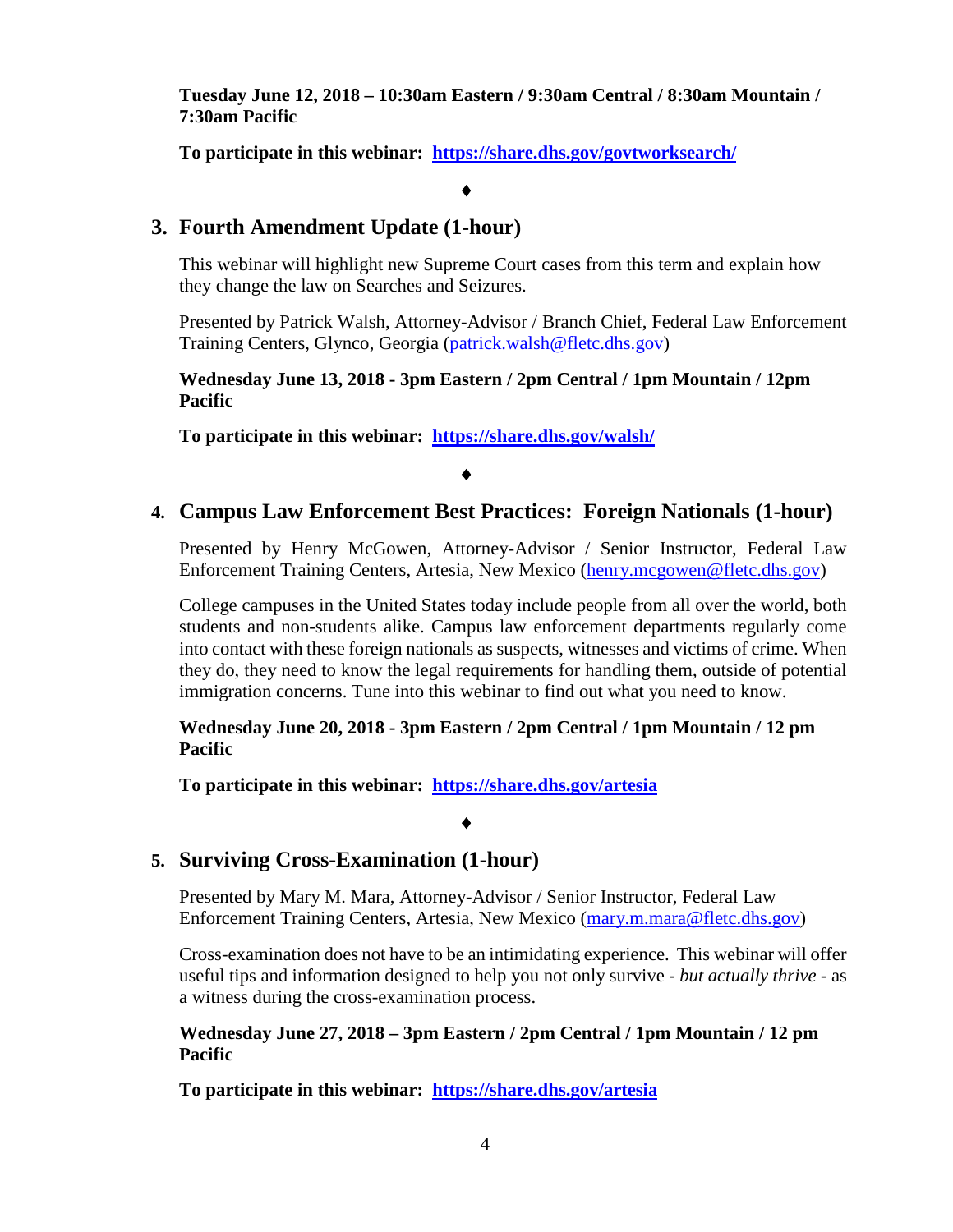**Tuesday June 12, 2018 – 10:30am Eastern / 9:30am Central / 8:30am Mountain / 7:30am Pacific**

**To participate in this webinar: [https://share.dhs.gov/govtworksearch/](https://share.dhs.gov/govtworksearch/)**

♦

## 3. Fourth Amendment Update (1-hour)

This webinar will highlight new Supreme Court cases from this term and explain how they change the law on Searches and Seizures.

Presented by Patrick Walsh, Attorney-Advisor / Branch Chief, Federal Law Enforcement Training Centers, Glynco, Georgia ([patrick.walsh@fletc.dhs.gov](mailto:patrick.walsh@fletc.dhs.gov))

**Wednesday June 13, 2018 - 3pm Eastern / 2pm Central / 1pm Mountain / 12pm Pacific**

**To participate in this webinar: [https://share.dhs.gov/walsh/](https://share.dhs.gov/walsh/)**

♦

## 4. Campus Law Enforcement Best Practices: Foreign Nationals (1-hour)

Presented by Henry McGowen, Attorney-Advisor / Senior Instructor, Federal Law Enforcement Training Centers, Artesia, New Mexico ([henry.mcgowen@fletc.dhs.gov](mailto:henry.mcgowen@fletc.dhs.gov))

College campuses in the United States today include people from all over the world, both students and non-students alike. Campus law enforcement departments regularly come into contact with these foreign nationals as suspects, witnesses and victims of crime. When they do, they need to know the legal requirements for handling them, outside of potential immigration concerns. Tune into this webinar to find out what you need to know.

**Wednesday June 20, 2018 - 3pm Eastern / 2pm Central / 1pm Mountain / 12 pm Pacific**

**To participate in this webinar: [https://share.dhs.gov/artesia](https://share.dhs.gov/artesia)**

♦

## 5. Surviving Cross-Examination (1-hour)

Presented by Mary M. Mara, Attorney-Advisor / Senior Instructor, Federal Law Enforcement Training Centers, Artesia, New Mexico ([mary.m.mara@fletc.dhs.gov](mailto:mary.m.mara@fletc.dhs.gov))

Cross-examination does not have to be an intimidating experience. This webinar will offer useful tips and information designed to help you not only survive - *but actually thrive* - as a witness during the cross-examination process.

**Wednesday June 27, 2018 – 3pm Eastern / 2pm Central / 1pm Mountain / 12 pm Pacific**

**To participate in this webinar: [https://share.dhs.gov/artesia](https://share.dhs.gov/artesia)**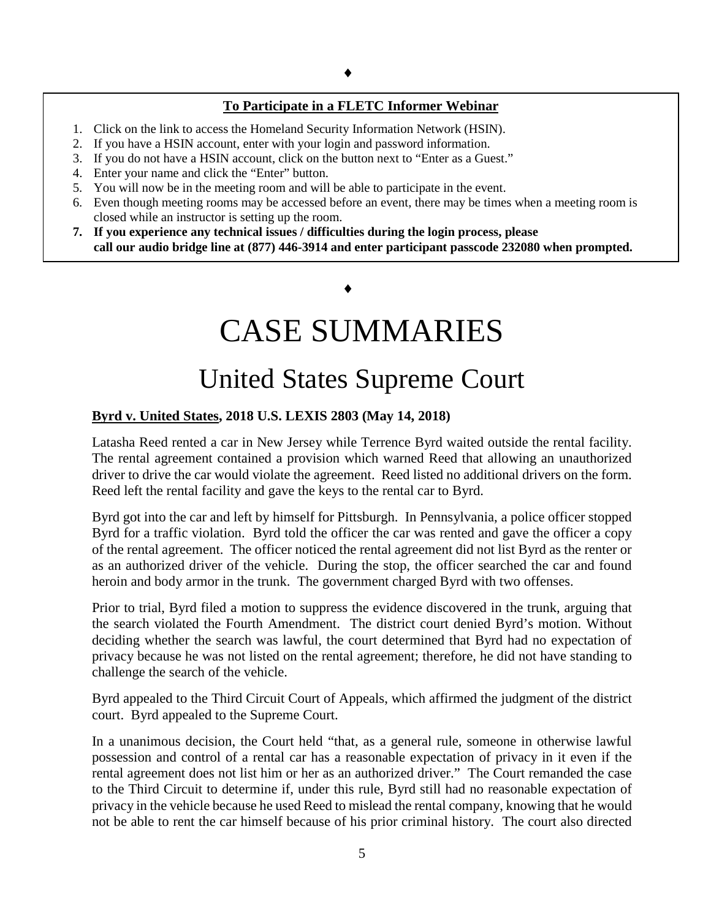♦

**To Participate in a FLETC Informer Webinar**

1. Click on the link to access the Homeland Security Information Network (HSIN).
2. If you have a HSIN account, enter with your login and password information.
3. If you do not have a HSIN account, click on the button next to "Enter as a Guest."
4. Enter your name and click the "Enter" button.
5. You will now be in the meeting room and will be able to participate in the event.
6. Even though meeting rooms may be accessed before an event, there may be times when a meeting room is closed while an instructor is setting up the room.
7. **If you experience any technical issues / difficulties during the login process, please call our audio bridge line at (877) 446-3914 and enter participant passcode 232080 when prompted.**

♦

# CASE SUMMARIES

## United States Supreme Court

**Byrd v. United States, 2018 U.S. LEXIS 2803 (May 14, 2018)**

Latasha Reed rented a car in New Jersey while Terrence Byrd waited outside the rental facility. The rental agreement contained a provision which warned Reed that allowing an unauthorized driver to drive the car would violate the agreement. Reed listed no additional drivers on the form. Reed left the rental facility and gave the keys to the rental car to Byrd.

Byrd got into the car and left by himself for Pittsburgh. In Pennsylvania, a police officer stopped Byrd for a traffic violation. Byrd told the officer the car was rented and gave the officer a copy of the rental agreement. The officer noticed the rental agreement did not list Byrd as the renter or as an authorized driver of the vehicle. During the stop, the officer searched the car and found heroin and body armor in the trunk. The government charged Byrd with two offenses.

Prior to trial, Byrd filed a motion to suppress the evidence discovered in the trunk, arguing that the search violated the Fourth Amendment. The district court denied Byrd's motion. Without deciding whether the search was lawful, the court determined that Byrd had no expectation of privacy because he was not listed on the rental agreement; therefore, he did not have standing to challenge the search of the vehicle.

Byrd appealed to the Third Circuit Court of Appeals, which affirmed the judgment of the district court. Byrd appealed to the Supreme Court.

In a unanimous decision, the Court held "that, as a general rule, someone in otherwise lawful possession and control of a rental car has a reasonable expectation of privacy in it even if the rental agreement does not list him or her as an authorized driver." The Court remanded the case to the Third Circuit to determine if, under this rule, Byrd still had no reasonable expectation of privacy in the vehicle because he used Reed to mislead the rental company, knowing that he would not be able to rent the car himself because of his prior criminal history. The court also directed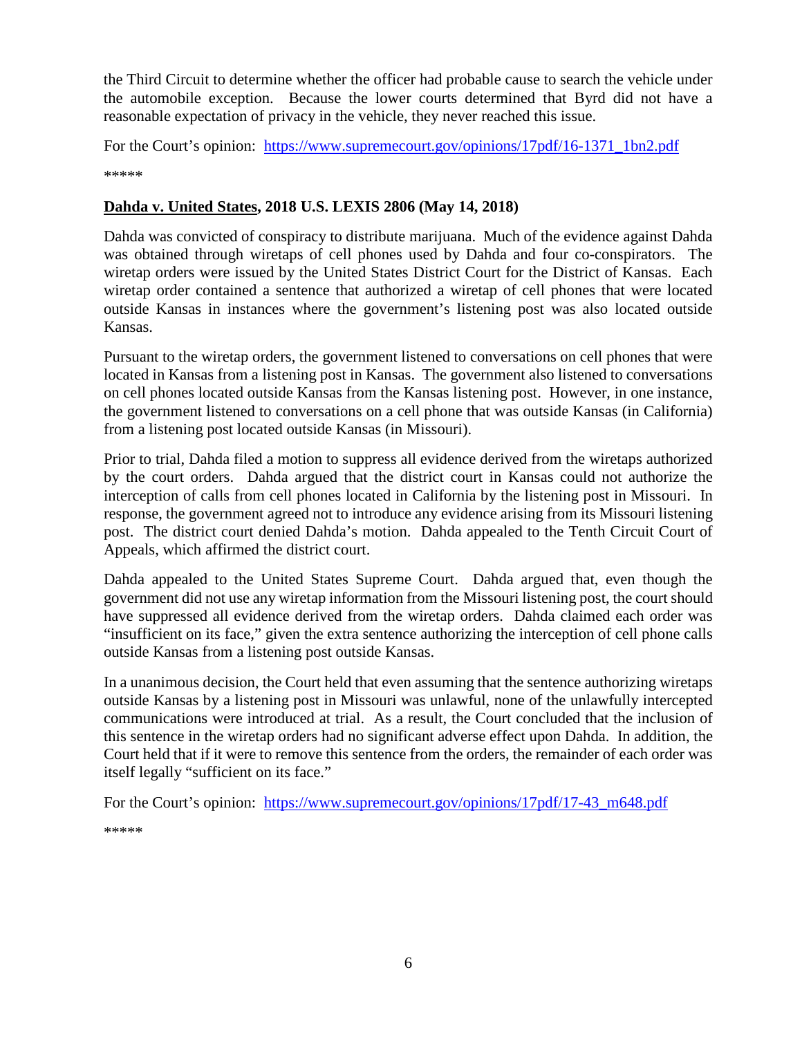the Third Circuit to determine whether the officer had probable cause to search the vehicle under the automobile exception. Because the lower courts determined that Byrd did not have a reasonable expectation of privacy in the vehicle, they never reached this issue.

For the Court's opinion: https://www.supremecourt.gov/opinions/17pdf/16-1371_1bn2.pdf

*****

**Dahda v. United States, 2018 U.S. LEXIS 2806 (May 14, 2018)**

Dahda was convicted of conspiracy to distribute marijuana. Much of the evidence against Dahda was obtained through wiretaps of cell phones used by Dahda and four co-conspirators. The wiretap orders were issued by the United States District Court for the District of Kansas. Each wiretap order contained a sentence that authorized a wiretap of cell phones that were located outside Kansas in instances where the government's listening post was also located outside Kansas.

Pursuant to the wiretap orders, the government listened to conversations on cell phones that were located in Kansas from a listening post in Kansas. The government also listened to conversations on cell phones located outside Kansas from the Kansas listening post. However, in one instance, the government listened to conversations on a cell phone that was outside Kansas (in California) from a listening post located outside Kansas (in Missouri).

Prior to trial, Dahda filed a motion to suppress all evidence derived from the wiretaps authorized by the court orders. Dahda argued that the district court in Kansas could not authorize the interception of calls from cell phones located in California by the listening post in Missouri. In response, the government agreed not to introduce any evidence arising from its Missouri listening post. The district court denied Dahda's motion. Dahda appealed to the Tenth Circuit Court of Appeals, which affirmed the district court.

Dahda appealed to the United States Supreme Court. Dahda argued that, even though the government did not use any wiretap information from the Missouri listening post, the court should have suppressed all evidence derived from the wiretap orders. Dahda claimed each order was "insufficient on its face," given the extra sentence authorizing the interception of cell phone calls outside Kansas from a listening post outside Kansas.

In a unanimous decision, the Court held that even assuming that the sentence authorizing wiretaps outside Kansas by a listening post in Missouri was unlawful, none of the unlawfully intercepted communications were introduced at trial. As a result, the Court concluded that the inclusion of this sentence in the wiretap orders had no significant adverse effect upon Dahda. In addition, the Court held that if it were to remove this sentence from the orders, the remainder of each order was itself legally "sufficient on its face."

For the Court's opinion: https://www.supremecourt.gov/opinions/17pdf/17-43_m648.pdf

*****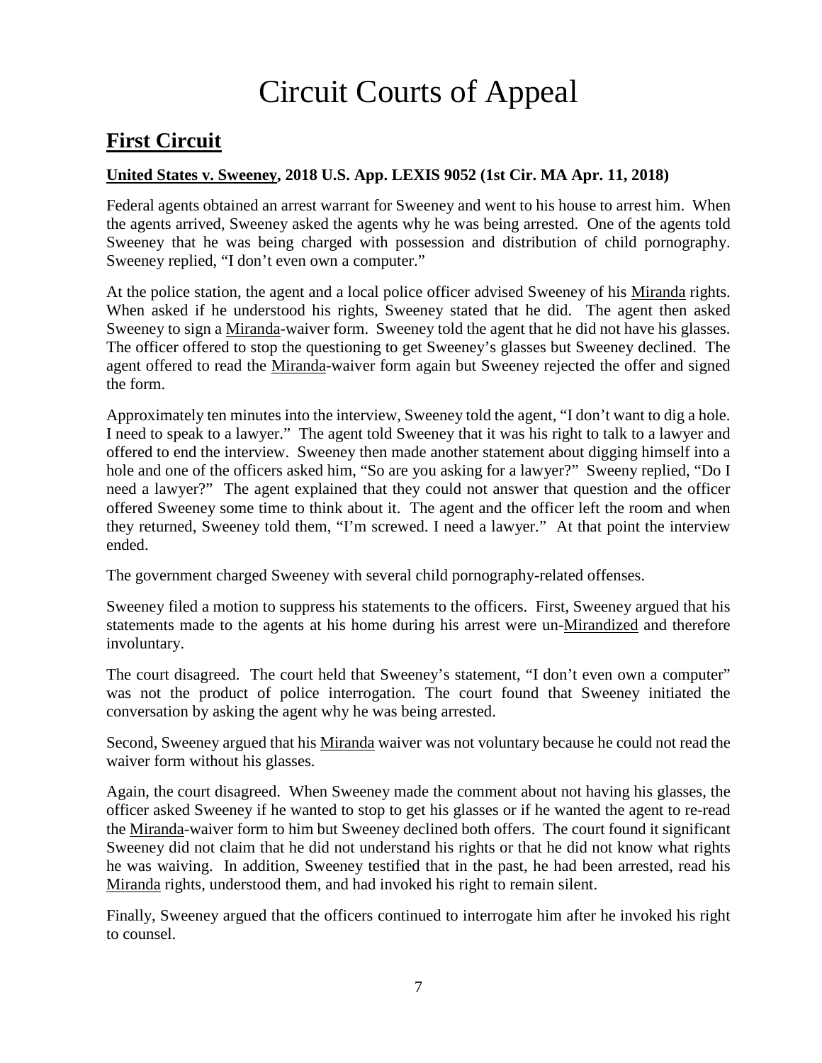# Circuit Courts of Appeal

## First Circuit

**United States v. Sweeney, 2018 U.S. App. LEXIS 9052 (1st Cir. MA Apr. 11, 2018)**

Federal agents obtained an arrest warrant for Sweeney and went to his house to arrest him. When the agents arrived, Sweeney asked the agents why he was being arrested. One of the agents told Sweeney that he was being charged with possession and distribution of child pornography. Sweeney replied, "I don't even own a computer."

At the police station, the agent and a local police officer advised Sweeney of his Miranda rights. When asked if he understood his rights, Sweeney stated that he did. The agent then asked Sweeney to sign a Miranda-waiver form. Sweeney told the agent that he did not have his glasses. The officer offered to stop the questioning to get Sweeney's glasses but Sweeney declined. The agent offered to read the Miranda-waiver form again but Sweeney rejected the offer and signed the form.

Approximately ten minutes into the interview, Sweeney told the agent, "I don't want to dig a hole. I need to speak to a lawyer." The agent told Sweeney that it was his right to talk to a lawyer and offered to end the interview. Sweeney then made another statement about digging himself into a hole and one of the officers asked him, "So are you asking for a lawyer?" Sweeny replied, "Do I need a lawyer?" The agent explained that they could not answer that question and the officer offered Sweeney some time to think about it. The agent and the officer left the room and when they returned, Sweeney told them, "I'm screwed. I need a lawyer." At that point the interview ended.

The government charged Sweeney with several child pornography-related offenses.

Sweeney filed a motion to suppress his statements to the officers. First, Sweeney argued that his statements made to the agents at his home during his arrest were un-Mirandized and therefore involuntary.

The court disagreed. The court held that Sweeney's statement, "I don't even own a computer" was not the product of police interrogation. The court found that Sweeney initiated the conversation by asking the agent why he was being arrested.

Second, Sweeney argued that his Miranda waiver was not voluntary because he could not read the waiver form without his glasses.

Again, the court disagreed. When Sweeney made the comment about not having his glasses, the officer asked Sweeney if he wanted to stop to get his glasses or if he wanted the agent to re-read the Miranda-waiver form to him but Sweeney declined both offers. The court found it significant Sweeney did not claim that he did not understand his rights or that he did not know what rights he was waiving. In addition, Sweeney testified that in the past, he had been arrested, read his Miranda rights, understood them, and had invoked his right to remain silent.

Finally, Sweeney argued that the officers continued to interrogate him after he invoked his right to counsel.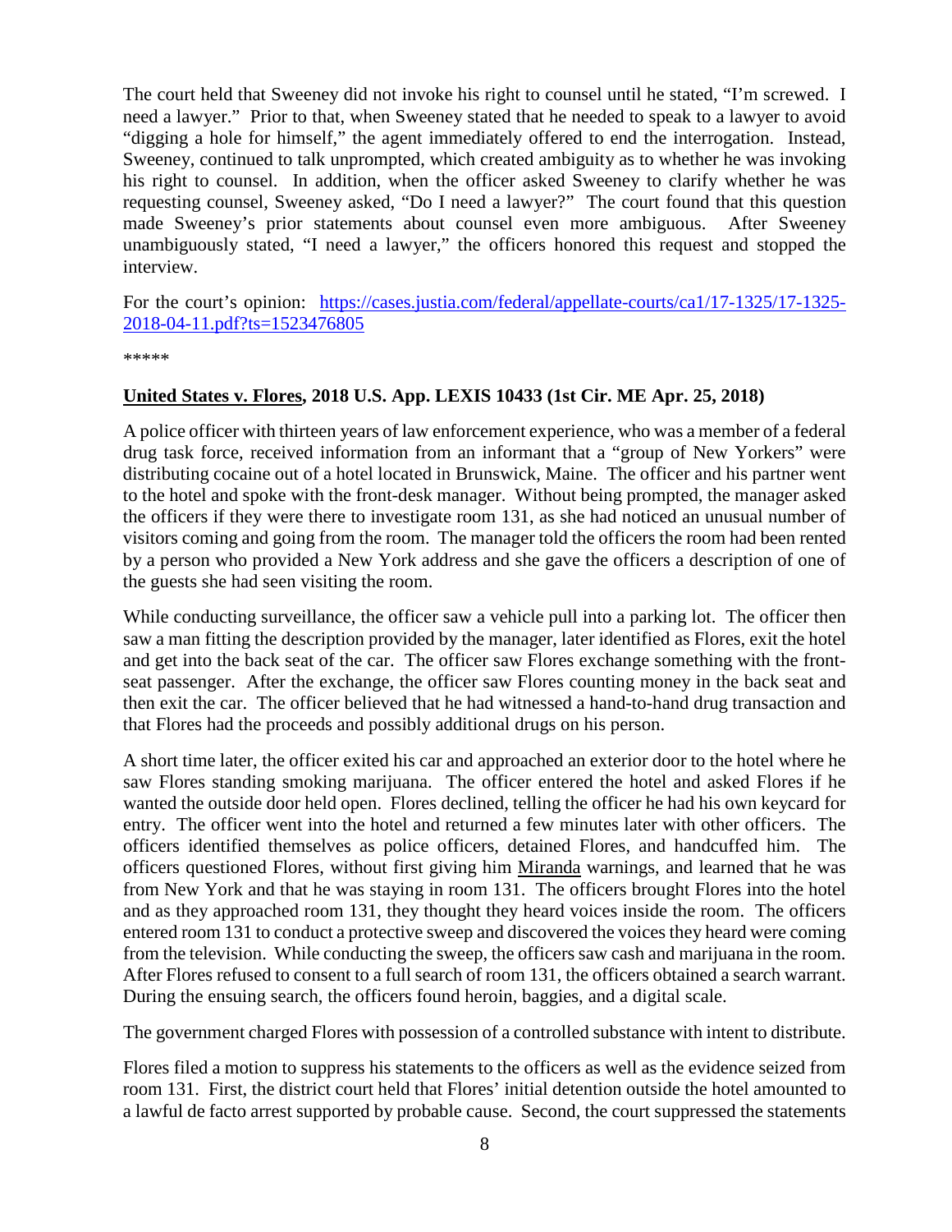The court held that Sweeney did not invoke his right to counsel until he stated, "I'm screwed. I need a lawyer." Prior to that, when Sweeney stated that he needed to speak to a lawyer to avoid "digging a hole for himself," the agent immediately offered to end the interrogation. Instead, Sweeney, continued to talk unprompted, which created ambiguity as to whether he was invoking his right to counsel. In addition, when the officer asked Sweeney to clarify whether he was requesting counsel, Sweeney asked, "Do I need a lawyer?" The court found that this question made Sweeney's prior statements about counsel even more ambiguous. After Sweeney unambiguously stated, "I need a lawyer," the officers honored this request and stopped the interview.

For the court's opinion: [https://cases.justia.com/federal/appellate-courts/ca1/17-1325/17-1325-2018-04-11.pdf?ts=1523476805](https://cases.justia.com/federal/appellate-courts/ca1/17-1325/17-1325-2018-04-11.pdf?ts=1523476805)

*****

**United States v. Flores, 2018 U.S. App. LEXIS 10433 (1st Cir. ME Apr. 25, 2018)**

A police officer with thirteen years of law enforcement experience, who was a member of a federal drug task force, received information from an informant that a "group of New Yorkers" were distributing cocaine out of a hotel located in Brunswick, Maine. The officer and his partner went to the hotel and spoke with the front-desk manager. Without being prompted, the manager asked the officers if they were there to investigate room 131, as she had noticed an unusual number of visitors coming and going from the room. The manager told the officers the room had been rented by a person who provided a New York address and she gave the officers a description of one of the guests she had seen visiting the room.

While conducting surveillance, the officer saw a vehicle pull into a parking lot. The officer then saw a man fitting the description provided by the manager, later identified as Flores, exit the hotel and get into the back seat of the car. The officer saw Flores exchange something with the front-seat passenger. After the exchange, the officer saw Flores counting money in the back seat and then exit the car. The officer believed that he had witnessed a hand-to-hand drug transaction and that Flores had the proceeds and possibly additional drugs on his person.

A short time later, the officer exited his car and approached an exterior door to the hotel where he saw Flores standing smoking marijuana. The officer entered the hotel and asked Flores if he wanted the outside door held open. Flores declined, telling the officer he had his own keycard for entry. The officer went into the hotel and returned a few minutes later with other officers. The officers identified themselves as police officers, detained Flores, and handcuffed him. The officers questioned Flores, without first giving him Miranda warnings, and learned that he was from New York and that he was staying in room 131. The officers brought Flores into the hotel and as they approached room 131, they thought they heard voices inside the room. The officers entered room 131 to conduct a protective sweep and discovered the voices they heard were coming from the television. While conducting the sweep, the officers saw cash and marijuana in the room. After Flores refused to consent to a full search of room 131, the officers obtained a search warrant. During the ensuing search, the officers found heroin, baggies, and a digital scale.

The government charged Flores with possession of a controlled substance with intent to distribute.

Flores filed a motion to suppress his statements to the officers as well as the evidence seized from room 131. First, the district court held that Flores' initial detention outside the hotel amounted to a lawful de facto arrest supported by probable cause. Second, the court suppressed the statements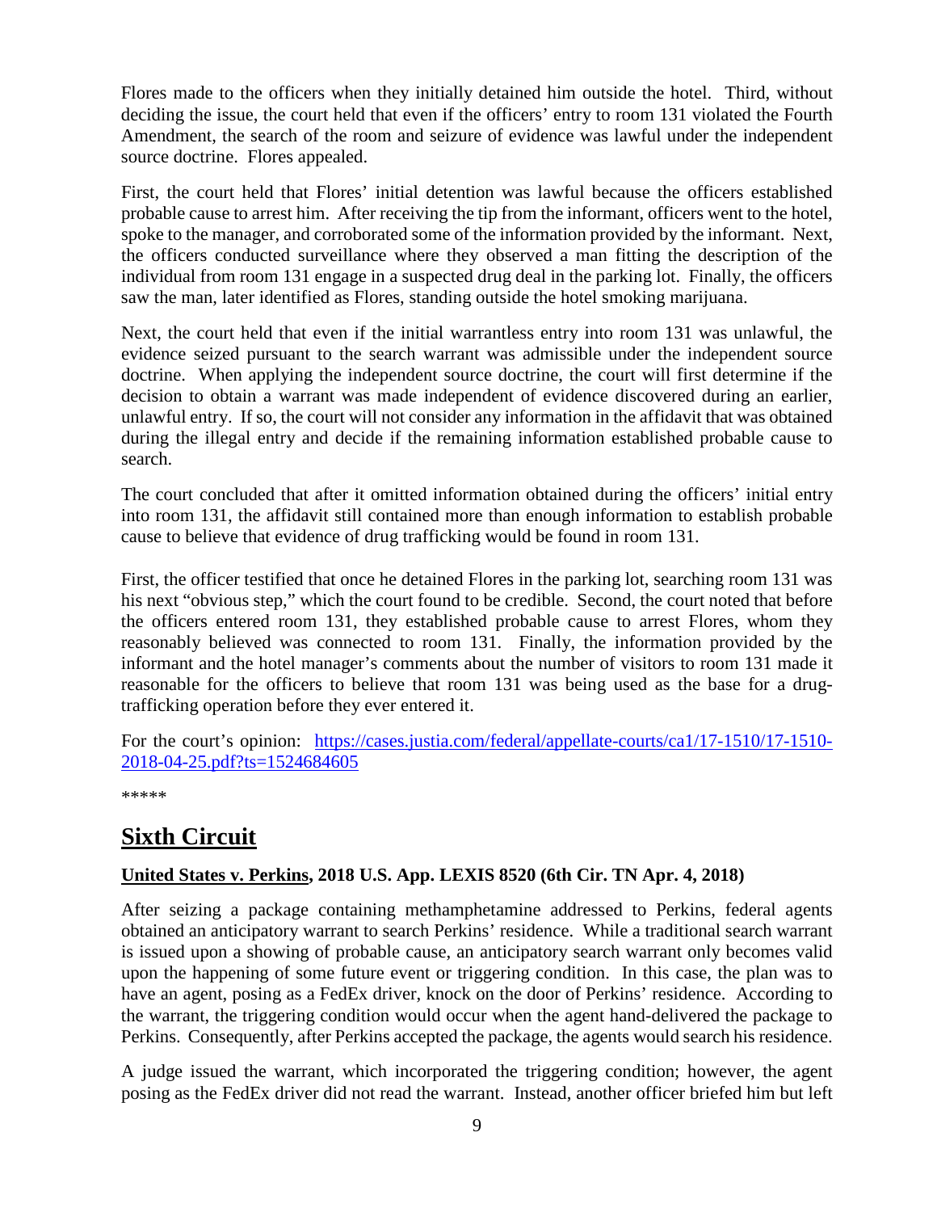Flores made to the officers when they initially detained him outside the hotel. Third, without deciding the issue, the court held that even if the officers' entry to room 131 violated the Fourth Amendment, the search of the room and seizure of evidence was lawful under the independent source doctrine. Flores appealed.

First, the court held that Flores' initial detention was lawful because the officers established probable cause to arrest him. After receiving the tip from the informant, officers went to the hotel, spoke to the manager, and corroborated some of the information provided by the informant. Next, the officers conducted surveillance where they observed a man fitting the description of the individual from room 131 engage in a suspected drug deal in the parking lot. Finally, the officers saw the man, later identified as Flores, standing outside the hotel smoking marijuana.

Next, the court held that even if the initial warrantless entry into room 131 was unlawful, the evidence seized pursuant to the search warrant was admissible under the independent source doctrine. When applying the independent source doctrine, the court will first determine if the decision to obtain a warrant was made independent of evidence discovered during an earlier, unlawful entry. If so, the court will not consider any information in the affidavit that was obtained during the illegal entry and decide if the remaining information established probable cause to search.

The court concluded that after it omitted information obtained during the officers' initial entry into room 131, the affidavit still contained more than enough information to establish probable cause to believe that evidence of drug trafficking would be found in room 131.

First, the officer testified that once he detained Flores in the parking lot, searching room 131 was his next "obvious step," which the court found to be credible. Second, the court noted that before the officers entered room 131, they established probable cause to arrest Flores, whom they reasonably believed was connected to room 131. Finally, the information provided by the informant and the hotel manager's comments about the number of visitors to room 131 made it reasonable for the officers to believe that room 131 was being used as the base for a drug-trafficking operation before they ever entered it.

For the court's opinion: [https://cases.justia.com/federal/appellate-courts/ca1/17-1510/17-1510-2018-04-25.pdf?ts=1524684605](https://cases.justia.com/federal/appellate-courts/ca1/17-1510/17-1510-2018-04-25.pdf?ts=1524684605)

*****

# Sixth Circuit

### United States v. Perkins, 2018 U.S. App. LEXIS 8520 (6th Cir. TN Apr. 4, 2018)

After seizing a package containing methamphetamine addressed to Perkins, federal agents obtained an anticipatory warrant to search Perkins' residence. While a traditional search warrant is issued upon a showing of probable cause, an anticipatory search warrant only becomes valid upon the happening of some future event or triggering condition. In this case, the plan was to have an agent, posing as a FedEx driver, knock on the door of Perkins' residence. According to the warrant, the triggering condition would occur when the agent hand-delivered the package to Perkins. Consequently, after Perkins accepted the package, the agents would search his residence.

A judge issued the warrant, which incorporated the triggering condition; however, the agent posing as the FedEx driver did not read the warrant. Instead, another officer briefed him but left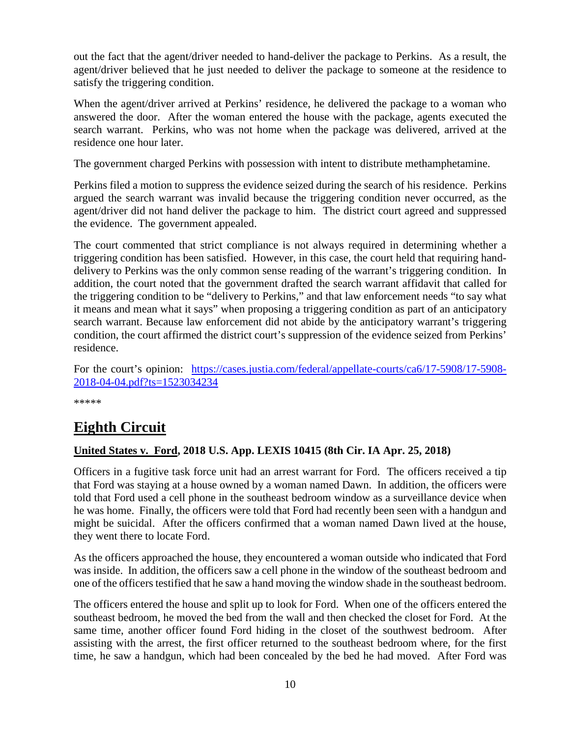out the fact that the agent/driver needed to hand-deliver the package to Perkins. As a result, the agent/driver believed that he just needed to deliver the package to someone at the residence to satisfy the triggering condition.

When the agent/driver arrived at Perkins' residence, he delivered the package to a woman who answered the door. After the woman entered the house with the package, agents executed the search warrant. Perkins, who was not home when the package was delivered, arrived at the residence one hour later.

The government charged Perkins with possession with intent to distribute methamphetamine.

Perkins filed a motion to suppress the evidence seized during the search of his residence. Perkins argued the search warrant was invalid because the triggering condition never occurred, as the agent/driver did not hand deliver the package to him. The district court agreed and suppressed the evidence. The government appealed.

The court commented that strict compliance is not always required in determining whether a triggering condition has been satisfied. However, in this case, the court held that requiring hand-delivery to Perkins was the only common sense reading of the warrant's triggering condition. In addition, the court noted that the government drafted the search warrant affidavit that called for the triggering condition to be "delivery to Perkins," and that law enforcement needs "to say what it means and mean what it says" when proposing a triggering condition as part of an anticipatory search warrant. Because law enforcement did not abide by the anticipatory warrant's triggering condition, the court affirmed the district court's suppression of the evidence seized from Perkins' residence.

For the court's opinion: [https://cases.justia.com/federal/appellate-courts/ca6/17-5908/17-5908-2018-04-04.pdf?ts=1523034234](https://cases.justia.com/federal/appellate-courts/ca6/17-5908/17-5908-2018-04-04.pdf?ts=1523034234)

*****

# Eighth Circuit

**United States v. Ford, 2018 U.S. App. LEXIS 10415 (8th Cir. IA Apr. 25, 2018)**

Officers in a fugitive task force unit had an arrest warrant for Ford. The officers received a tip that Ford was staying at a house owned by a woman named Dawn. In addition, the officers were told that Ford used a cell phone in the southeast bedroom window as a surveillance device when he was home. Finally, the officers were told that Ford had recently been seen with a handgun and might be suicidal. After the officers confirmed that a woman named Dawn lived at the house, they went there to locate Ford.

As the officers approached the house, they encountered a woman outside who indicated that Ford was inside. In addition, the officers saw a cell phone in the window of the southeast bedroom and one of the officers testified that he saw a hand moving the window shade in the southeast bedroom.

The officers entered the house and split up to look for Ford. When one of the officers entered the southeast bedroom, he moved the bed from the wall and then checked the closet for Ford. At the same time, another officer found Ford hiding in the closet of the southwest bedroom. After assisting with the arrest, the first officer returned to the southeast bedroom where, for the first time, he saw a handgun, which had been concealed by the bed he had moved. After Ford was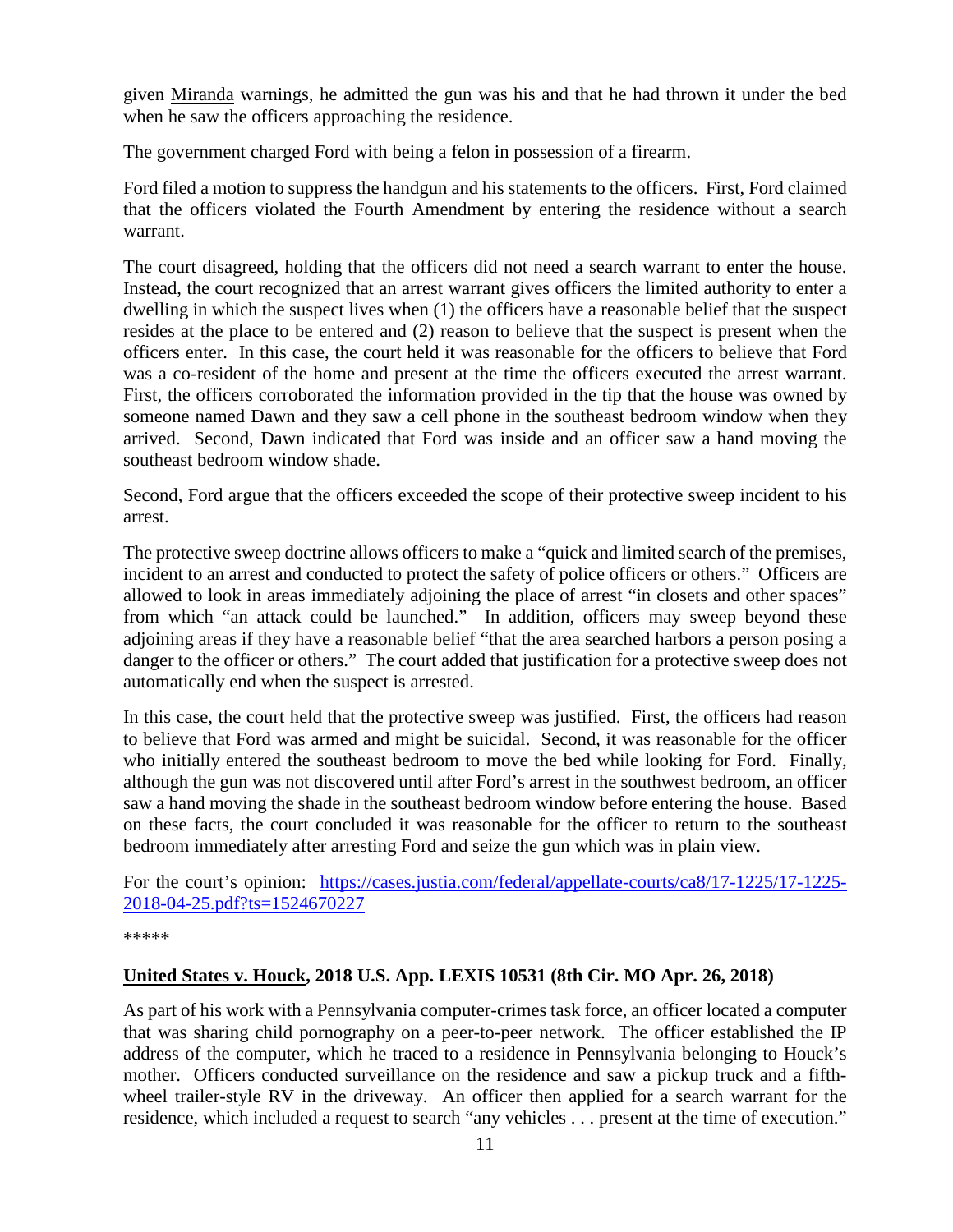given Miranda warnings, he admitted the gun was his and that he had thrown it under the bed when he saw the officers approaching the residence.

The government charged Ford with being a felon in possession of a firearm.

Ford filed a motion to suppress the handgun and his statements to the officers. First, Ford claimed that the officers violated the Fourth Amendment by entering the residence without a search warrant.

The court disagreed, holding that the officers did not need a search warrant to enter the house. Instead, the court recognized that an arrest warrant gives officers the limited authority to enter a dwelling in which the suspect lives when (1) the officers have a reasonable belief that the suspect resides at the place to be entered and (2) reason to believe that the suspect is present when the officers enter. In this case, the court held it was reasonable for the officers to believe that Ford was a co-resident of the home and present at the time the officers executed the arrest warrant. First, the officers corroborated the information provided in the tip that the house was owned by someone named Dawn and they saw a cell phone in the southeast bedroom window when they arrived. Second, Dawn indicated that Ford was inside and an officer saw a hand moving the southeast bedroom window shade.

Second, Ford argue that the officers exceeded the scope of their protective sweep incident to his arrest.

The protective sweep doctrine allows officers to make a "quick and limited search of the premises, incident to an arrest and conducted to protect the safety of police officers or others." Officers are allowed to look in areas immediately adjoining the place of arrest "in closets and other spaces" from which "an attack could be launched." In addition, officers may sweep beyond these adjoining areas if they have a reasonable belief "that the area searched harbors a person posing a danger to the officer or others." The court added that justification for a protective sweep does not automatically end when the suspect is arrested.

In this case, the court held that the protective sweep was justified. First, the officers had reason to believe that Ford was armed and might be suicidal. Second, it was reasonable for the officer who initially entered the southeast bedroom to move the bed while looking for Ford. Finally, although the gun was not discovered until after Ford's arrest in the southwest bedroom, an officer saw a hand moving the shade in the southeast bedroom window before entering the house. Based on these facts, the court concluded it was reasonable for the officer to return to the southeast bedroom immediately after arresting Ford and seize the gun which was in plain view.

For the court's opinion: [https://cases.justia.com/federal/appellate-courts/ca8/17-1225/17-1225-2018-04-25.pdf?ts=1524670227](https://cases.justia.com/federal/appellate-courts/ca8/17-1225/17-1225-2018-04-25.pdf?ts=1524670227)

*****

**United States v. Houck, 2018 U.S. App. LEXIS 10531 (8th Cir. MO Apr. 26, 2018)**

As part of his work with a Pennsylvania computer-crimes task force, an officer located a computer that was sharing child pornography on a peer-to-peer network. The officer established the IP address of the computer, which he traced to a residence in Pennsylvania belonging to Houck's mother. Officers conducted surveillance on the residence and saw a pickup truck and a fifth-wheel trailer-style RV in the driveway. An officer then applied for a search warrant for the residence, which included a request to search "any vehicles . . . present at the time of execution."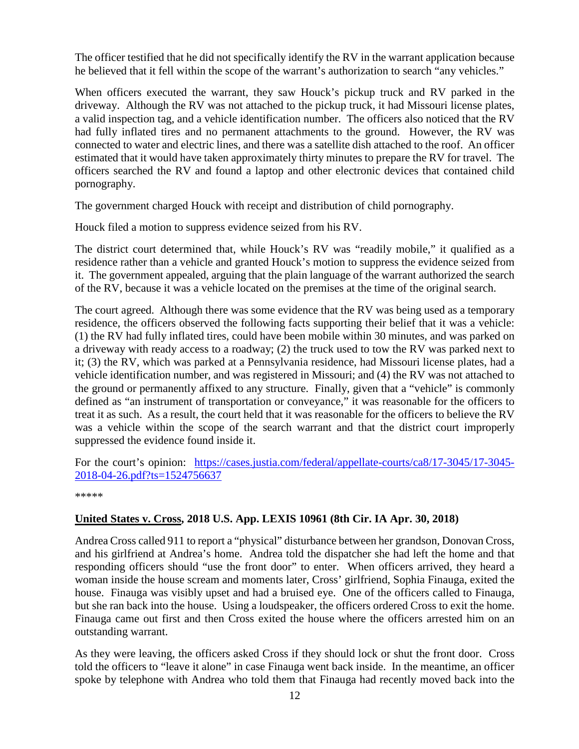The officer testified that he did not specifically identify the RV in the warrant application because he believed that it fell within the scope of the warrant's authorization to search "any vehicles."

When officers executed the warrant, they saw Houck's pickup truck and RV parked in the driveway. Although the RV was not attached to the pickup truck, it had Missouri license plates, a valid inspection tag, and a vehicle identification number. The officers also noticed that the RV had fully inflated tires and no permanent attachments to the ground. However, the RV was connected to water and electric lines, and there was a satellite dish attached to the roof. An officer estimated that it would have taken approximately thirty minutes to prepare the RV for travel. The officers searched the RV and found a laptop and other electronic devices that contained child pornography.

The government charged Houck with receipt and distribution of child pornography.

Houck filed a motion to suppress evidence seized from his RV.

The district court determined that, while Houck's RV was "readily mobile," it qualified as a residence rather than a vehicle and granted Houck's motion to suppress the evidence seized from it. The government appealed, arguing that the plain language of the warrant authorized the search of the RV, because it was a vehicle located on the premises at the time of the original search.

The court agreed. Although there was some evidence that the RV was being used as a temporary residence, the officers observed the following facts supporting their belief that it was a vehicle: (1) the RV had fully inflated tires, could have been mobile within 30 minutes, and was parked on a driveway with ready access to a roadway; (2) the truck used to tow the RV was parked next to it; (3) the RV, which was parked at a Pennsylvania residence, had Missouri license plates, had a vehicle identification number, and was registered in Missouri; and (4) the RV was not attached to the ground or permanently affixed to any structure. Finally, given that a "vehicle" is commonly defined as "an instrument of transportation or conveyance," it was reasonable for the officers to treat it as such. As a result, the court held that it was reasonable for the officers to believe the RV was a vehicle within the scope of the search warrant and that the district court improperly suppressed the evidence found inside it.

For the court's opinion: [https://cases.justia.com/federal/appellate-courts/ca8/17-3045/17-3045-2018-04-26.pdf?ts=1524756637](https://cases.justia.com/federal/appellate-courts/ca8/17-3045/17-3045-2018-04-26.pdf?ts=1524756637)

*****

## **United States v. Cross, 2018 U.S. App. LEXIS 10961 (8th Cir. IA Apr. 30, 2018)**

Andrea Cross called 911 to report a "physical" disturbance between her grandson, Donovan Cross, and his girlfriend at Andrea's home. Andrea told the dispatcher she had left the home and that responding officers should "use the front door" to enter. When officers arrived, they heard a woman inside the house scream and moments later, Cross' girlfriend, Sophia Finauga, exited the house. Finauga was visibly upset and had a bruised eye. One of the officers called to Finauga, but she ran back into the house. Using a loudspeaker, the officers ordered Cross to exit the home. Finauga came out first and then Cross exited the house where the officers arrested him on an outstanding warrant.

As they were leaving, the officers asked Cross if they should lock or shut the front door. Cross told the officers to "leave it alone" in case Finauga went back inside. In the meantime, an officer spoke by telephone with Andrea who told them that Finauga had recently moved back into the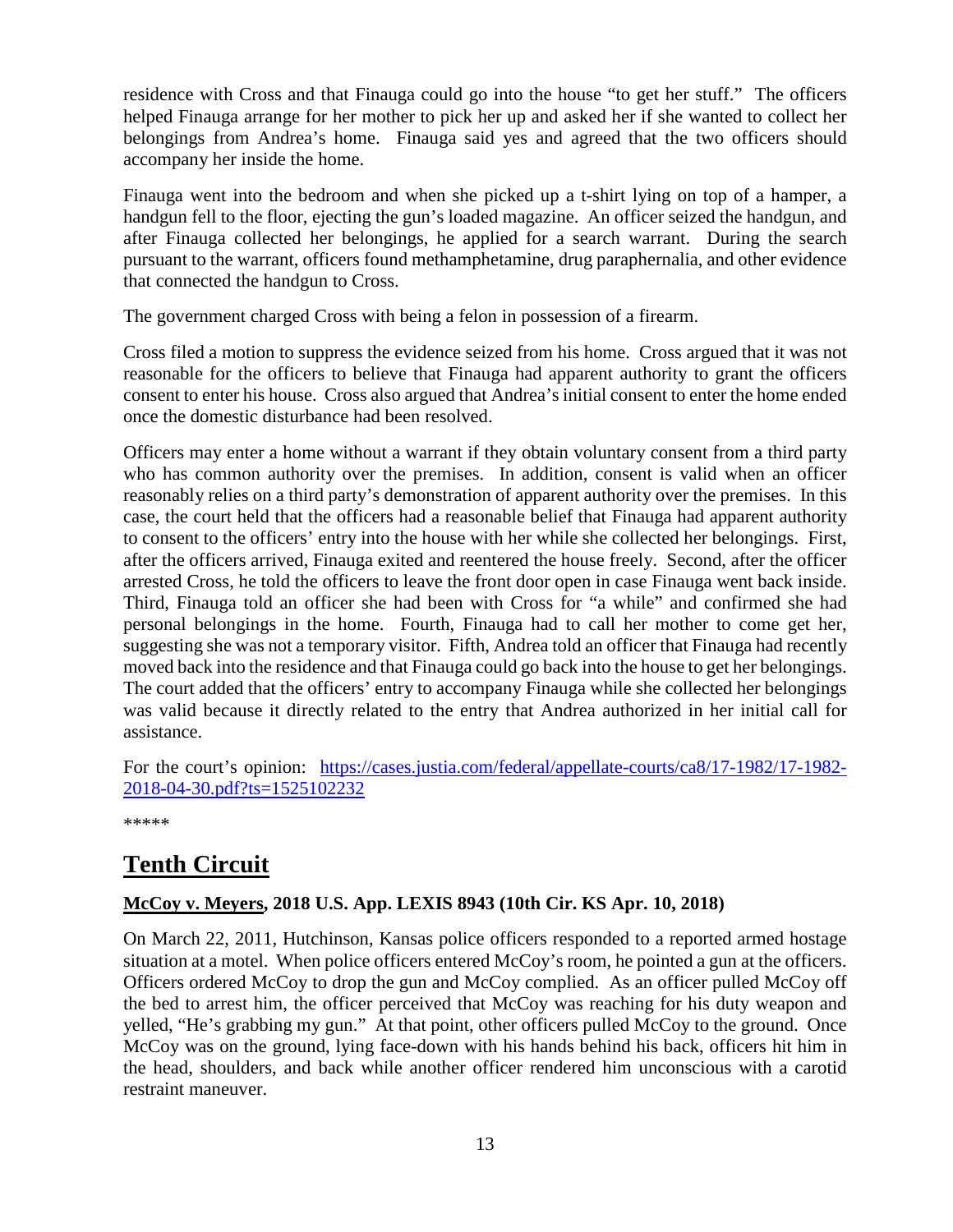residence with Cross and that Finauga could go into the house "to get her stuff." The officers helped Finauga arrange for her mother to pick her up and asked her if she wanted to collect her belongings from Andrea's home. Finauga said yes and agreed that the two officers should accompany her inside the home.

Finauga went into the bedroom and when she picked up a t-shirt lying on top of a hamper, a handgun fell to the floor, ejecting the gun's loaded magazine. An officer seized the handgun, and after Finauga collected her belongings, he applied for a search warrant. During the search pursuant to the warrant, officers found methamphetamine, drug paraphernalia, and other evidence that connected the handgun to Cross.

The government charged Cross with being a felon in possession of a firearm.

Cross filed a motion to suppress the evidence seized from his home. Cross argued that it was not reasonable for the officers to believe that Finauga had apparent authority to grant the officers consent to enter his house. Cross also argued that Andrea's initial consent to enter the home ended once the domestic disturbance had been resolved.

Officers may enter a home without a warrant if they obtain voluntary consent from a third party who has common authority over the premises. In addition, consent is valid when an officer reasonably relies on a third party's demonstration of apparent authority over the premises. In this case, the court held that the officers had a reasonable belief that Finauga had apparent authority to consent to the officers' entry into the house with her while she collected her belongings. First, after the officers arrived, Finauga exited and reentered the house freely. Second, after the officer arrested Cross, he told the officers to leave the front door open in case Finauga went back inside. Third, Finauga told an officer she had been with Cross for "a while" and confirmed she had personal belongings in the home. Fourth, Finauga had to call her mother to come get her, suggesting she was not a temporary visitor. Fifth, Andrea told an officer that Finauga had recently moved back into the residence and that Finauga could go back into the house to get her belongings. The court added that the officers' entry to accompany Finauga while she collected her belongings was valid because it directly related to the entry that Andrea authorized in her initial call for assistance.

For the court's opinion: [https://cases.justia.com/federal/appellate-courts/ca8/17-1982/17-1982-2018-04-30.pdf?ts=1525102232](https://cases.justia.com/federal/appellate-courts/ca8/17-1982/17-1982-2018-04-30.pdf?ts=1525102232)

\*\*\*\*\*

## Tenth Circuit

### McCoy v. Meyers, 2018 U.S. App. LEXIS 8943 (10th Cir. KS Apr. 10, 2018)

On March 22, 2011, Hutchinson, Kansas police officers responded to a reported armed hostage situation at a motel. When police officers entered McCoy's room, he pointed a gun at the officers. Officers ordered McCoy to drop the gun and McCoy complied. As an officer pulled McCoy off the bed to arrest him, the officer perceived that McCoy was reaching for his duty weapon and yelled, "He's grabbing my gun." At that point, other officers pulled McCoy to the ground. Once McCoy was on the ground, lying face-down with his hands behind his back, officers hit him in the head, shoulders, and back while another officer rendered him unconscious with a carotid restraint maneuver.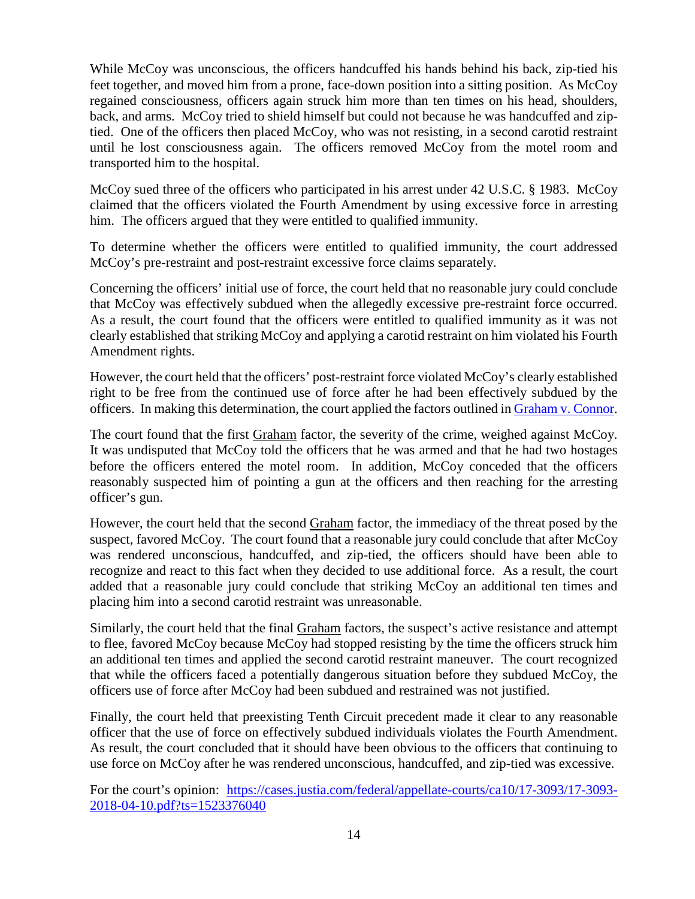While McCoy was unconscious, the officers handcuffed his hands behind his back, zip-tied his feet together, and moved him from a prone, face-down position into a sitting position. As McCoy regained consciousness, officers again struck him more than ten times on his head, shoulders, back, and arms. McCoy tried to shield himself but could not because he was handcuffed and zip-tied. One of the officers then placed McCoy, who was not resisting, in a second carotid restraint until he lost consciousness again. The officers removed McCoy from the motel room and transported him to the hospital.

McCoy sued three of the officers who participated in his arrest under 42 U.S.C. § 1983. McCoy claimed that the officers violated the Fourth Amendment by using excessive force in arresting him. The officers argued that they were entitled to qualified immunity.

To determine whether the officers were entitled to qualified immunity, the court addressed McCoy's pre-restraint and post-restraint excessive force claims separately.

Concerning the officers' initial use of force, the court held that no reasonable jury could conclude that McCoy was effectively subdued when the allegedly excessive pre-restraint force occurred. As a result, the court found that the officers were entitled to qualified immunity as it was not clearly established that striking McCoy and applying a carotid restraint on him violated his Fourth Amendment rights.

However, the court held that the officers' post-restraint force violated McCoy's clearly established right to be free from the continued use of force after he had been effectively subdued by the officers. In making this determination, the court applied the factors outlined in [Graham v. Connor](Graham v. Connor).

The court found that the first Graham factor, the severity of the crime, weighed against McCoy. It was undisputed that McCoy told the officers that he was armed and that he had two hostages before the officers entered the motel room. In addition, McCoy conceded that the officers reasonably suspected him of pointing a gun at the officers and then reaching for the arresting officer's gun.

However, the court held that the second Graham factor, the immediacy of the threat posed by the suspect, favored McCoy. The court found that a reasonable jury could conclude that after McCoy was rendered unconscious, handcuffed, and zip-tied, the officers should have been able to recognize and react to this fact when they decided to use additional force. As a result, the court added that a reasonable jury could conclude that striking McCoy an additional ten times and placing him into a second carotid restraint was unreasonable.

Similarly, the court held that the final Graham factors, the suspect's active resistance and attempt to flee, favored McCoy because McCoy had stopped resisting by the time the officers struck him an additional ten times and applied the second carotid restraint maneuver. The court recognized that while the officers faced a potentially dangerous situation before they subdued McCoy, the officers use of force after McCoy had been subdued and restrained was not justified.

Finally, the court held that preexisting Tenth Circuit precedent made it clear to any reasonable officer that the use of force on effectively subdued individuals violates the Fourth Amendment. As result, the court concluded that it should have been obvious to the officers that continuing to use force on McCoy after he was rendered unconscious, handcuffed, and zip-tied was excessive.

For the court's opinion: https://cases.justia.com/federal/appellate-courts/ca10/17-3093/17-3093-2018-04-10.pdf?ts=1523376040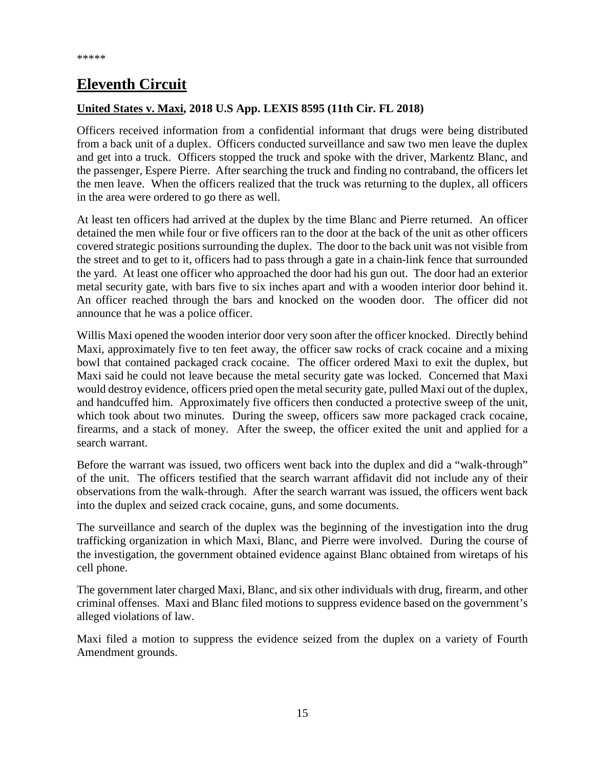*****

## Eleventh Circuit

**United States v. Maxi, 2018 U.S App. LEXIS 8595 (11th Cir. FL 2018)**

Officers received information from a confidential informant that drugs were being distributed from a back unit of a duplex. Officers conducted surveillance and saw two men leave the duplex and get into a truck. Officers stopped the truck and spoke with the driver, Markentz Blanc, and the passenger, Espere Pierre. After searching the truck and finding no contraband, the officers let the men leave. When the officers realized that the truck was returning to the duplex, all officers in the area were ordered to go there as well.

At least ten officers had arrived at the duplex by the time Blanc and Pierre returned. An officer detained the men while four or five officers ran to the door at the back of the unit as other officers covered strategic positions surrounding the duplex. The door to the back unit was not visible from the street and to get to it, officers had to pass through a gate in a chain-link fence that surrounded the yard. At least one officer who approached the door had his gun out. The door had an exterior metal security gate, with bars five to six inches apart and with a wooden interior door behind it. An officer reached through the bars and knocked on the wooden door. The officer did not announce that he was a police officer.

Willis Maxi opened the wooden interior door very soon after the officer knocked. Directly behind Maxi, approximately five to ten feet away, the officer saw rocks of crack cocaine and a mixing bowl that contained packaged crack cocaine. The officer ordered Maxi to exit the duplex, but Maxi said he could not leave because the metal security gate was locked. Concerned that Maxi would destroy evidence, officers pried open the metal security gate, pulled Maxi out of the duplex, and handcuffed him. Approximately five officers then conducted a protective sweep of the unit, which took about two minutes. During the sweep, officers saw more packaged crack cocaine, firearms, and a stack of money. After the sweep, the officer exited the unit and applied for a search warrant.

Before the warrant was issued, two officers went back into the duplex and did a "walk-through" of the unit. The officers testified that the search warrant affidavit did not include any of their observations from the walk-through. After the search warrant was issued, the officers went back into the duplex and seized crack cocaine, guns, and some documents.

The surveillance and search of the duplex was the beginning of the investigation into the drug trafficking organization in which Maxi, Blanc, and Pierre were involved. During the course of the investigation, the government obtained evidence against Blanc obtained from wiretaps of his cell phone.

The government later charged Maxi, Blanc, and six other individuals with drug, firearm, and other criminal offenses. Maxi and Blanc filed motions to suppress evidence based on the government's alleged violations of law.

Maxi filed a motion to suppress the evidence seized from the duplex on a variety of Fourth Amendment grounds.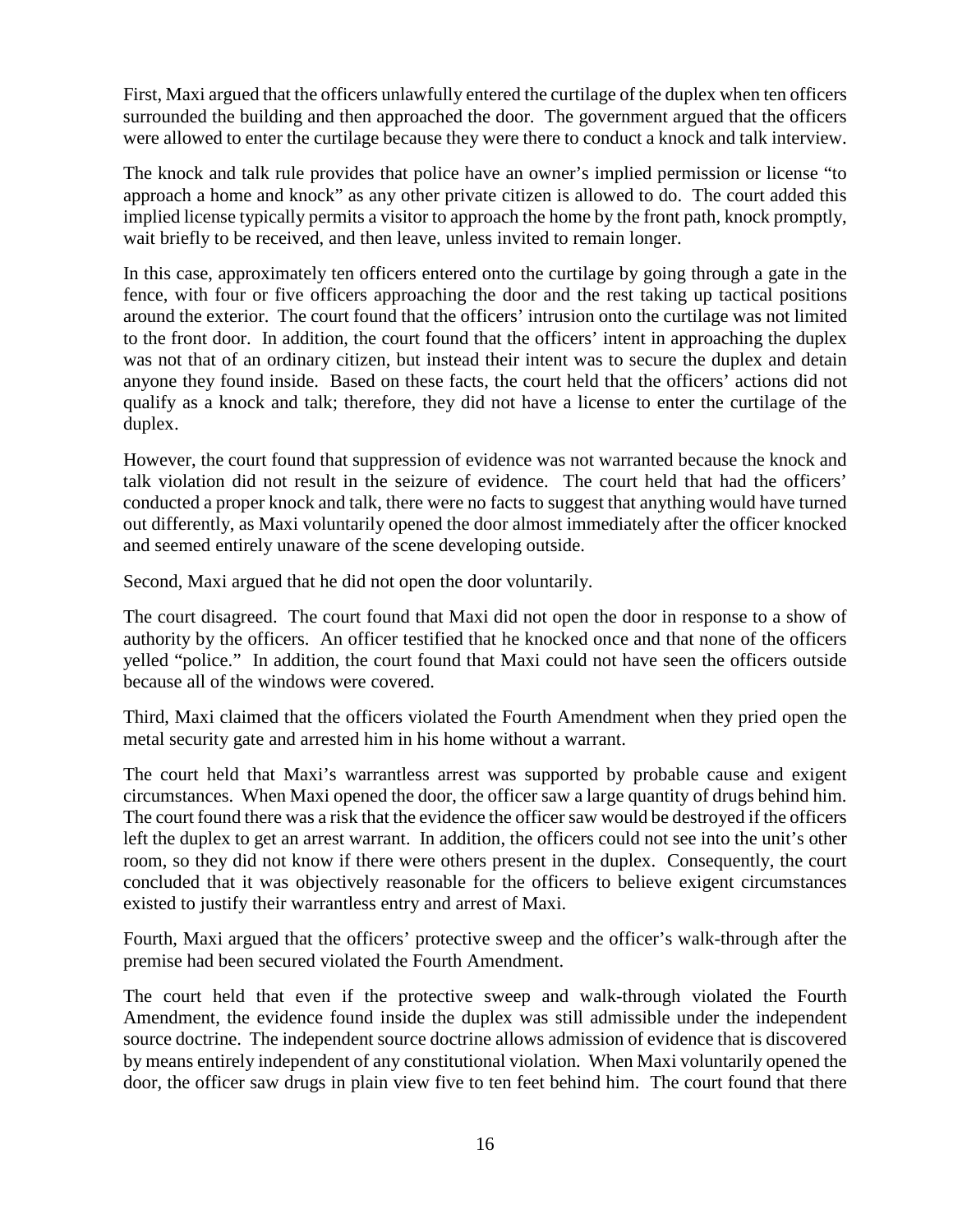First, Maxi argued that the officers unlawfully entered the curtilage of the duplex when ten officers surrounded the building and then approached the door. The government argued that the officers were allowed to enter the curtilage because they were there to conduct a knock and talk interview.

The knock and talk rule provides that police have an owner's implied permission or license "to approach a home and knock" as any other private citizen is allowed to do. The court added this implied license typically permits a visitor to approach the home by the front path, knock promptly, wait briefly to be received, and then leave, unless invited to remain longer.

In this case, approximately ten officers entered onto the curtilage by going through a gate in the fence, with four or five officers approaching the door and the rest taking up tactical positions around the exterior. The court found that the officers' intrusion onto the curtilage was not limited to the front door. In addition, the court found that the officers' intent in approaching the duplex was not that of an ordinary citizen, but instead their intent was to secure the duplex and detain anyone they found inside. Based on these facts, the court held that the officers' actions did not qualify as a knock and talk; therefore, they did not have a license to enter the curtilage of the duplex.

However, the court found that suppression of evidence was not warranted because the knock and talk violation did not result in the seizure of evidence. The court held that had the officers' conducted a proper knock and talk, there were no facts to suggest that anything would have turned out differently, as Maxi voluntarily opened the door almost immediately after the officer knocked and seemed entirely unaware of the scene developing outside.

Second, Maxi argued that he did not open the door voluntarily.

The court disagreed. The court found that Maxi did not open the door in response to a show of authority by the officers. An officer testified that he knocked once and that none of the officers yelled "police." In addition, the court found that Maxi could not have seen the officers outside because all of the windows were covered.

Third, Maxi claimed that the officers violated the Fourth Amendment when they pried open the metal security gate and arrested him in his home without a warrant.

The court held that Maxi's warrantless arrest was supported by probable cause and exigent circumstances. When Maxi opened the door, the officer saw a large quantity of drugs behind him. The court found there was a risk that the evidence the officer saw would be destroyed if the officers left the duplex to get an arrest warrant. In addition, the officers could not see into the unit's other room, so they did not know if there were others present in the duplex. Consequently, the court concluded that it was objectively reasonable for the officers to believe exigent circumstances existed to justify their warrantless entry and arrest of Maxi.

Fourth, Maxi argued that the officers' protective sweep and the officer's walk-through after the premise had been secured violated the Fourth Amendment.

The court held that even if the protective sweep and walk-through violated the Fourth Amendment, the evidence found inside the duplex was still admissible under the independent source doctrine. The independent source doctrine allows admission of evidence that is discovered by means entirely independent of any constitutional violation. When Maxi voluntarily opened the door, the officer saw drugs in plain view five to ten feet behind him. The court found that there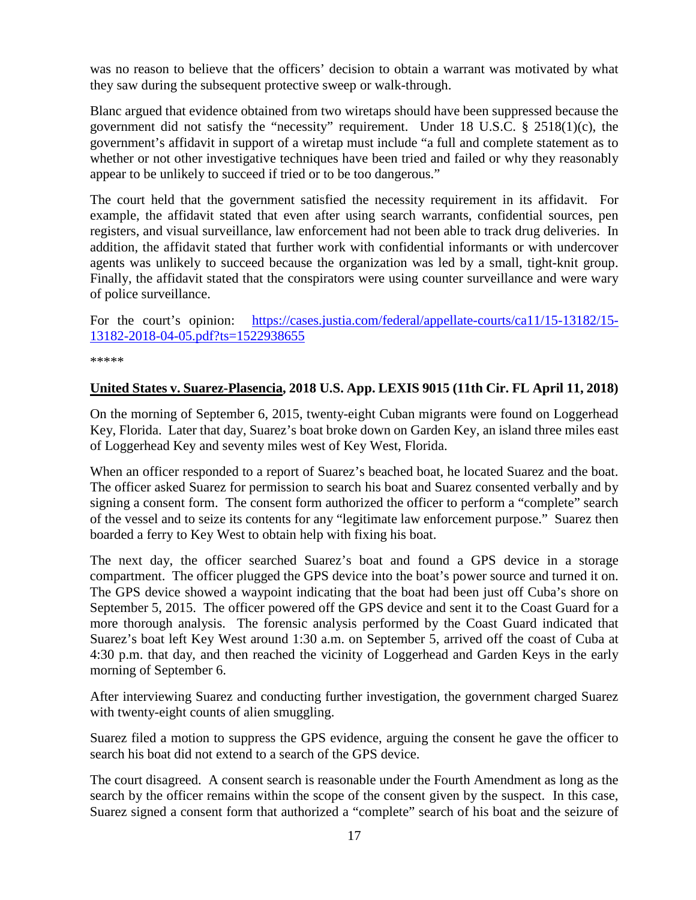was no reason to believe that the officers' decision to obtain a warrant was motivated by what they saw during the subsequent protective sweep or walk-through.

Blanc argued that evidence obtained from two wiretaps should have been suppressed because the government did not satisfy the "necessity" requirement. Under 18 U.S.C. § 2518(1)(c), the government's affidavit in support of a wiretap must include "a full and complete statement as to whether or not other investigative techniques have been tried and failed or why they reasonably appear to be unlikely to succeed if tried or to be too dangerous."

The court held that the government satisfied the necessity requirement in its affidavit. For example, the affidavit stated that even after using search warrants, confidential sources, pen registers, and visual surveillance, law enforcement had not been able to track drug deliveries. In addition, the affidavit stated that further work with confidential informants or with undercover agents was unlikely to succeed because the organization was led by a small, tight-knit group. Finally, the affidavit stated that the conspirators were using counter surveillance and were wary of police surveillance.

For the court's opinion: [https://cases.justia.com/federal/appellate-courts/ca11/15-13182/15-13182-2018-04-05.pdf?ts=1522938655](https://cases.justia.com/federal/appellate-courts/ca11/15-13182/15-13182-2018-04-05.pdf?ts=1522938655)

*****

**United States v. Suarez-Plasencia, 2018 U.S. App. LEXIS 9015 (11th Cir. FL April 11, 2018)**

On the morning of September 6, 2015, twenty-eight Cuban migrants were found on Loggerhead Key, Florida. Later that day, Suarez's boat broke down on Garden Key, an island three miles east of Loggerhead Key and seventy miles west of Key West, Florida.

When an officer responded to a report of Suarez's beached boat, he located Suarez and the boat. The officer asked Suarez for permission to search his boat and Suarez consented verbally and by signing a consent form. The consent form authorized the officer to perform a "complete" search of the vessel and to seize its contents for any "legitimate law enforcement purpose." Suarez then boarded a ferry to Key West to obtain help with fixing his boat.

The next day, the officer searched Suarez's boat and found a GPS device in a storage compartment. The officer plugged the GPS device into the boat's power source and turned it on. The GPS device showed a waypoint indicating that the boat had been just off Cuba's shore on September 5, 2015. The officer powered off the GPS device and sent it to the Coast Guard for a more thorough analysis. The forensic analysis performed by the Coast Guard indicated that Suarez's boat left Key West around 1:30 a.m. on September 5, arrived off the coast of Cuba at 4:30 p.m. that day, and then reached the vicinity of Loggerhead and Garden Keys in the early morning of September 6.

After interviewing Suarez and conducting further investigation, the government charged Suarez with twenty-eight counts of alien smuggling.

Suarez filed a motion to suppress the GPS evidence, arguing the consent he gave the officer to search his boat did not extend to a search of the GPS device.

The court disagreed. A consent search is reasonable under the Fourth Amendment as long as the search by the officer remains within the scope of the consent given by the suspect. In this case, Suarez signed a consent form that authorized a "complete" search of his boat and the seizure of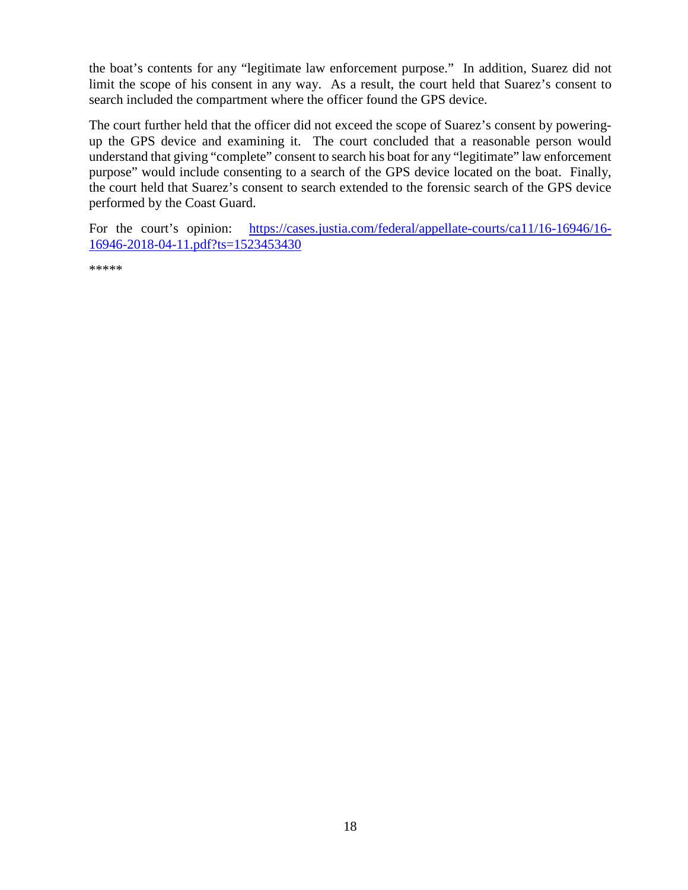the boat's contents for any "legitimate law enforcement purpose." In addition, Suarez did not limit the scope of his consent in any way. As a result, the court held that Suarez's consent to search included the compartment where the officer found the GPS device.

The court further held that the officer did not exceed the scope of Suarez's consent by powering-up the GPS device and examining it. The court concluded that a reasonable person would understand that giving "complete" consent to search his boat for any "legitimate" law enforcement purpose" would include consenting to a search of the GPS device located on the boat. Finally, the court held that Suarez's consent to search extended to the forensic search of the GPS device performed by the Coast Guard.

For the court's opinion: [https://cases.justia.com/federal/appellate-courts/ca11/16-16946/16-16946-2018-04-11.pdf?ts=1523453430](https://cases.justia.com/federal/appellate-courts/ca11/16-16946/16-16946-2018-04-11.pdf?ts=1523453430)

*****